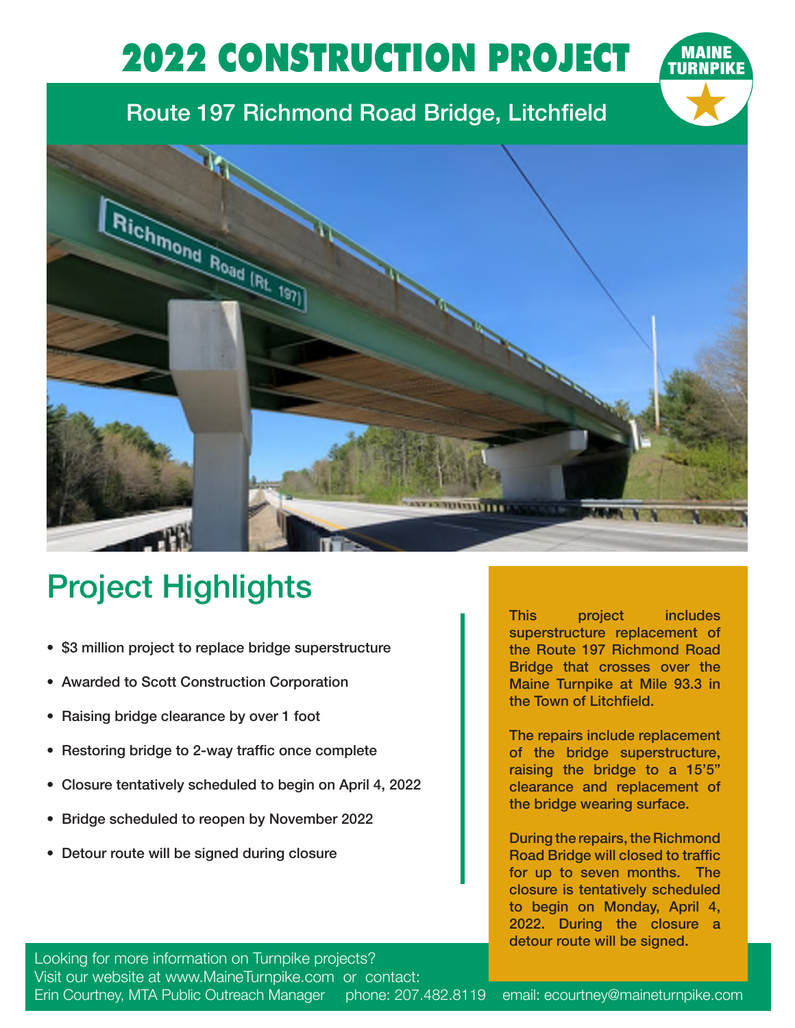# 2022 CONSTRUCTION PROJECT

MAINE TURNPIKE

## Route 197 Richmond Road Bridge, Litchfield

## Project Highlights

- $3 million project to replace bridge superstructure
- Awarded to Scott Construction Corporation
- Raising bridge clearance by over 1 foot
- Restoring bridge to 2-way traffic once complete
- Closure tentatively scheduled to begin on April 4, 2022
- Bridge scheduled to reopen by November 2022
- Detour route will be signed during closure

**This project includes superstructure replacement of the Route 197 Richmond Road Bridge that crosses over the Maine Turnpike at Mile 93.3 in the Town of Litchfield.**

**The repairs include replacement of the bridge superstructure, raising the bridge to a 15'5" clearance and replacement of the bridge wearing surface.**

**During the repairs, the Richmond Road Bridge will closed to traffic for up to seven months. The closure is tentatively scheduled to begin on Monday, April 4, 2022. During the closure a detour route will be signed.**

Looking for more information on Turnpike projects?
Visit our website at www.MaineTurnpike.com or contact:
Erin Courtney, MTA Public Outreach Manager phone: 207.482.8119 email: ecourtney@maineturnpike.com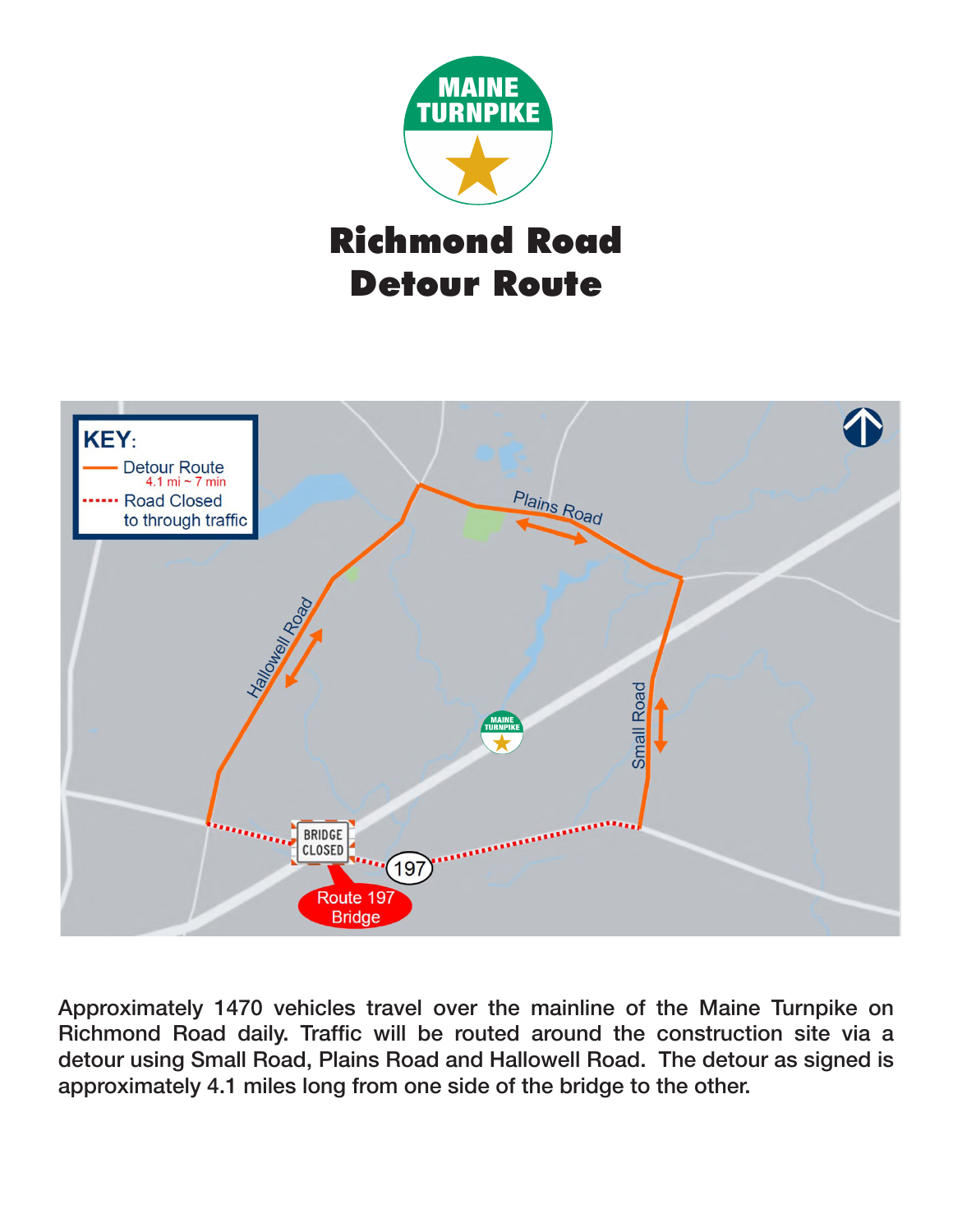MAINE TURNPIKE

# Richmond Road Detour Route

KEY:

Detour Route 4.1 mi ~ 7 min

Road Closed to through traffic

Plains Road

Hallowell Road

Small Road

BRIDGE CLOSED

197

Route 197 Bridge

Approximately 1470 vehicles travel over the mainline of the Maine Turnpike on Richmond Road daily. Traffic will be routed around the construction site via a detour using Small Road, Plains Road and Hallowell Road. The detour as signed is approximately 4.1 miles long from one side of the bridge to the other.